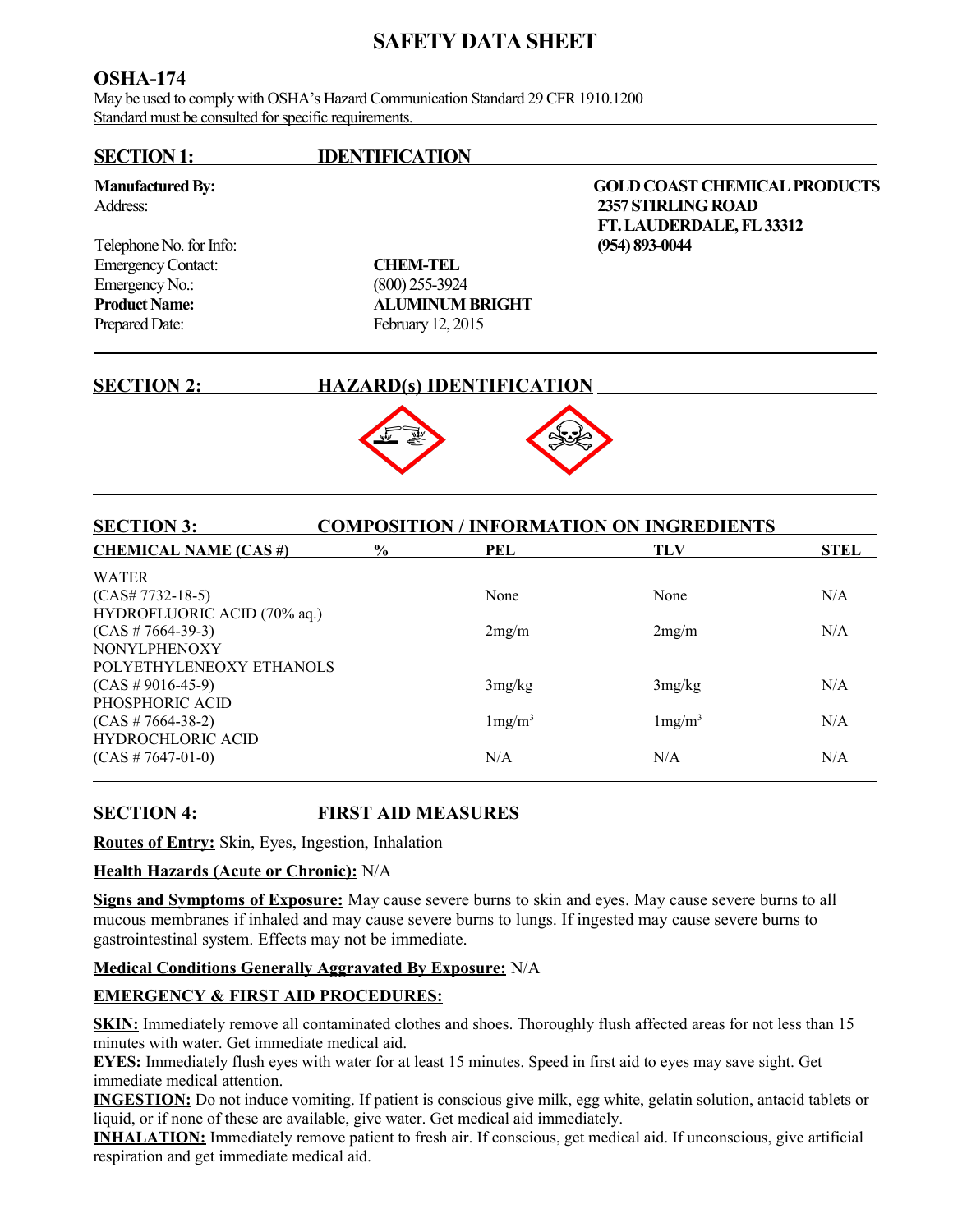# SAFETY DATA SHEET

## OSHA-174

May be used to comply with OSHA's Hazard Communication Standard 29 CFR 1910.1200
Standard must be consulted for specific requirements.

## SECTION 1: IDENTIFICATION

**Manufactured By:** **GOLD COAST CHEMICAL PRODUCTS**
Address: **2357 STIRLING ROAD**
**FT. LAUDERDALE, FL 33312**

Telephone No. for Info: **(954) 893-0044**
Emergency Contact: **CHEM-TEL**
Emergency No.: (800) 255-3924
**Product Name:** **ALUMINUM BRIGHT**
Prepared Date: February 12, 2015

## SECTION 2: HAZARD(s) IDENTIFICATION

## SECTION 3: COMPOSITION / INFORMATION ON INGREDIENTS

| CHEMICAL NAME (CAS #) | % | PEL | TLV | STEL |
|---|---|---|---|---|
| WATER (CAS# 7732-18-5) | | None | None | N/A |
| HYDROFLUORIC ACID (70% aq.) (CAS # 7664-39-3) | | 2mg/m | 2mg/m | N/A |
| NONYLPHENOXY POLYETHYLENEOXY ETHANOLS (CAS # 9016-45-9) | | 3mg/kg | 3mg/kg | N/A |
| PHOSPHORIC ACID (CAS # 7664-38-2) | | 1mg/m$^3$ | 1mg/m$^3$ | N/A |
| HYDROCHLORIC ACID (CAS # 7647-01-0) | | N/A | N/A | N/A |

## SECTION 4: FIRST AID MEASURES

**Routes of Entry:** Skin, Eyes, Ingestion, Inhalation

**Health Hazards (Acute or Chronic):** N/A

**Signs and Symptoms of Exposure:** May cause severe burns to skin and eyes. May cause severe burns to all mucous membranes if inhaled and may cause severe burns to lungs. If ingested may cause severe burns to gastrointestinal system. Effects may not be immediate.

**Medical Conditions Generally Aggravated By Exposure:** N/A

**EMERGENCY & FIRST AID PROCEDURES:**

**SKIN:** Immediately remove all contaminated clothes and shoes. Thoroughly flush affected areas for not less than 15 minutes with water. Get immediate medical aid.
**EYES:** Immediately flush eyes with water for at least 15 minutes. Speed in first aid to eyes may save sight. Get immediate medical attention.
**INGESTION:** Do not induce vomiting. If patient is conscious give milk, egg white, gelatin solution, antacid tablets or liquid, or if none of these are available, give water. Get medical aid immediately.
**INHALATION:** Immediately remove patient to fresh air. If conscious, get medical aid. If unconscious, give artificial respiration and get immediate medical aid.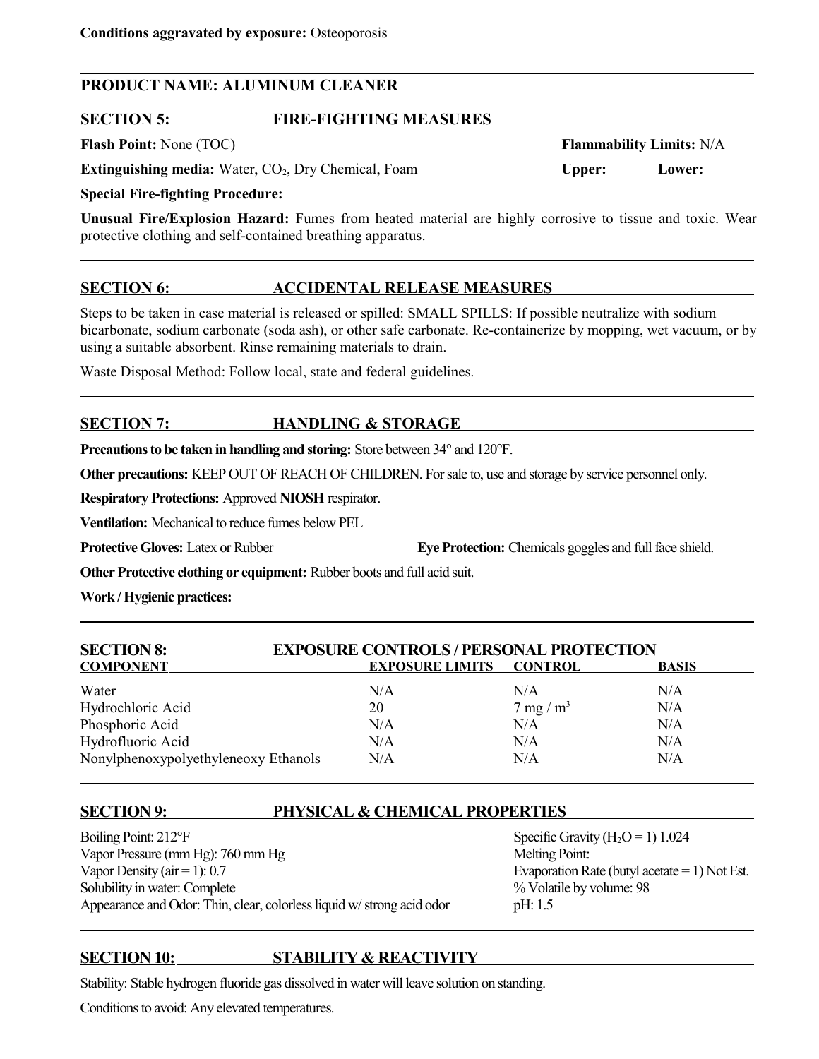**Conditions aggravated by exposure:** Osteoporosis

---

**PRODUCT NAME: ALUMINUM CLEANER**

## SECTION 5: FIRE-FIGHTING MEASURES

**Flash Point:** None (TOC)

**Flammability Limits:** N/A

**Extinguishing media:** Water, $CO_2$, Dry Chemical, Foam

**Upper:** **Lower:**

**Special Fire-fighting Procedure:**

**Unusual Fire/Explosion Hazard:** Fumes from heated material are highly corrosive to tissue and toxic. Wear protective clothing and self-contained breathing apparatus.

## SECTION 6: ACCIDENTAL RELEASE MEASURES

Steps to be taken in case material is released or spilled: SMALL SPILLS: If possible neutralize with sodium bicarbonate, sodium carbonate (soda ash), or other safe carbonate. Re-containerize by mopping, wet vacuum, or by using a suitable absorbent. Rinse remaining materials to drain.

Waste Disposal Method: Follow local, state and federal guidelines.

## SECTION 7: HANDLING & STORAGE

**Precautions to be taken in handling and storing:** Store between 34° and 120°F.

**Other precautions:** KEEP OUT OF REACH OF CHILDREN. For sale to, use and storage by service personnel only.

**Respiratory Protections:** Approved **NIOSH** respirator.

**Ventilation:** Mechanical to reduce fumes below PEL

**Protective Gloves:** Latex or Rubber

**Eye Protection:** Chemicals goggles and full face shield.

**Other Protective clothing or equipment:** Rubber boots and full acid suit.

**Work / Hygienic practices:**

## SECTION 8: EXPOSURE CONTROLS / PERSONAL PROTECTION

| COMPONENT | EXPOSURE LIMITS | CONTROL | BASIS |
|---|---|---|---|
| Water | N/A | N/A | N/A |
| Hydrochloric Acid | 20 | 7 mg / $m^3$ | N/A |
| Phosphoric Acid | N/A | N/A | N/A |
| Hydrofluoric Acid | N/A | N/A | N/A |
| Nonylphenoxypolyethyleneoxy Ethanols | N/A | N/A | N/A |

## SECTION 9: PHYSICAL & CHEMICAL PROPERTIES

Boiling Point: 212°F
Vapor Pressure (mm Hg): 760 mm Hg
Vapor Density (air = 1): 0.7
Solubility in water: Complete
Appearance and Odor: Thin, clear, colorless liquid w/ strong acid odor

Specific Gravity ($H_2O$ = 1) 1.024
Melting Point:
Evaporation Rate (butyl acetate = 1) Not Est.
% Volatile by volume: 98
pH: 1.5

## SECTION 10: STABILITY & REACTIVITY

Stability: Stable hydrogen fluoride gas dissolved in water will leave solution on standing.

Conditions to avoid: Any elevated temperatures.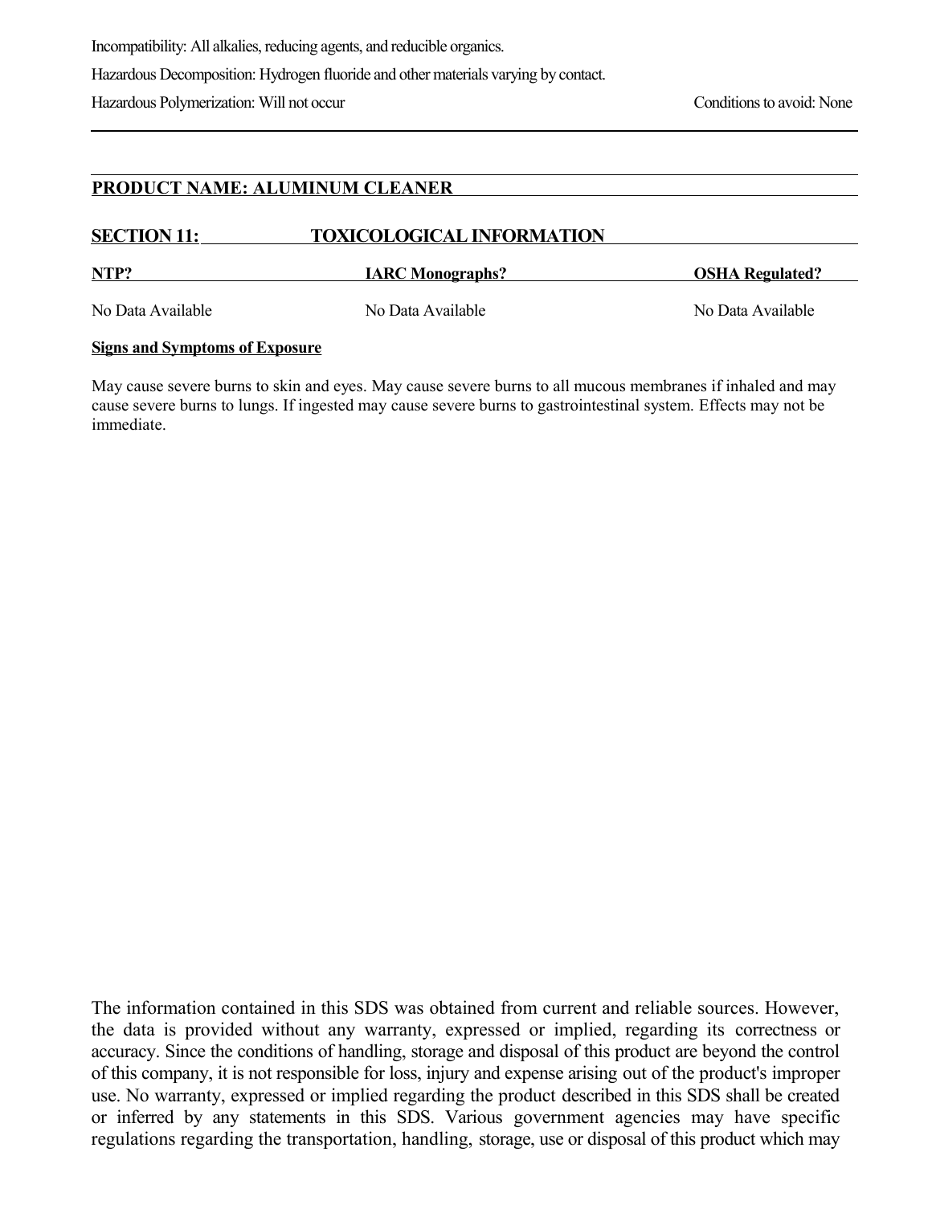Incompatibility: All alkalies, reducing agents, and reducible organics.

Hazardous Decomposition: Hydrogen fluoride and other materials varying by contact.

Hazardous Polymerization: Will not occur — Conditions to avoid: None

---

**PRODUCT NAME: ALUMINUM CLEANER**

## SECTION 11: TOXICOLOGICAL INFORMATION

| NTP? | IARC Monographs? | OSHA Regulated? |
|---|---|---|
| No Data Available | No Data Available | No Data Available |

**Signs and Symptoms of Exposure**

May cause severe burns to skin and eyes. May cause severe burns to all mucous membranes if inhaled and may cause severe burns to lungs. If ingested may cause severe burns to gastrointestinal system. Effects may not be immediate.

The information contained in this SDS was obtained from current and reliable sources. However, the data is provided without any warranty, expressed or implied, regarding its correctness or accuracy. Since the conditions of handling, storage and disposal of this product are beyond the control of this company, it is not responsible for loss, injury and expense arising out of the product's improper use. No warranty, expressed or implied regarding the product described in this SDS shall be created or inferred by any statements in this SDS. Various government agencies may have specific regulations regarding the transportation, handling, storage, use or disposal of this product which may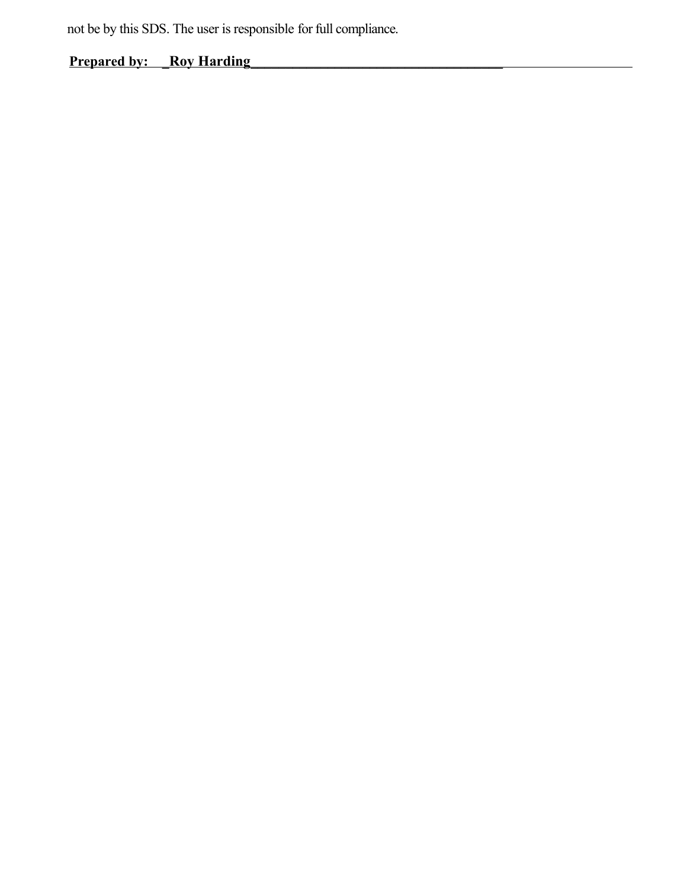not be by this SDS. The user is responsible for full compliance.

**Prepared by: _Roy Harding__________________________________**